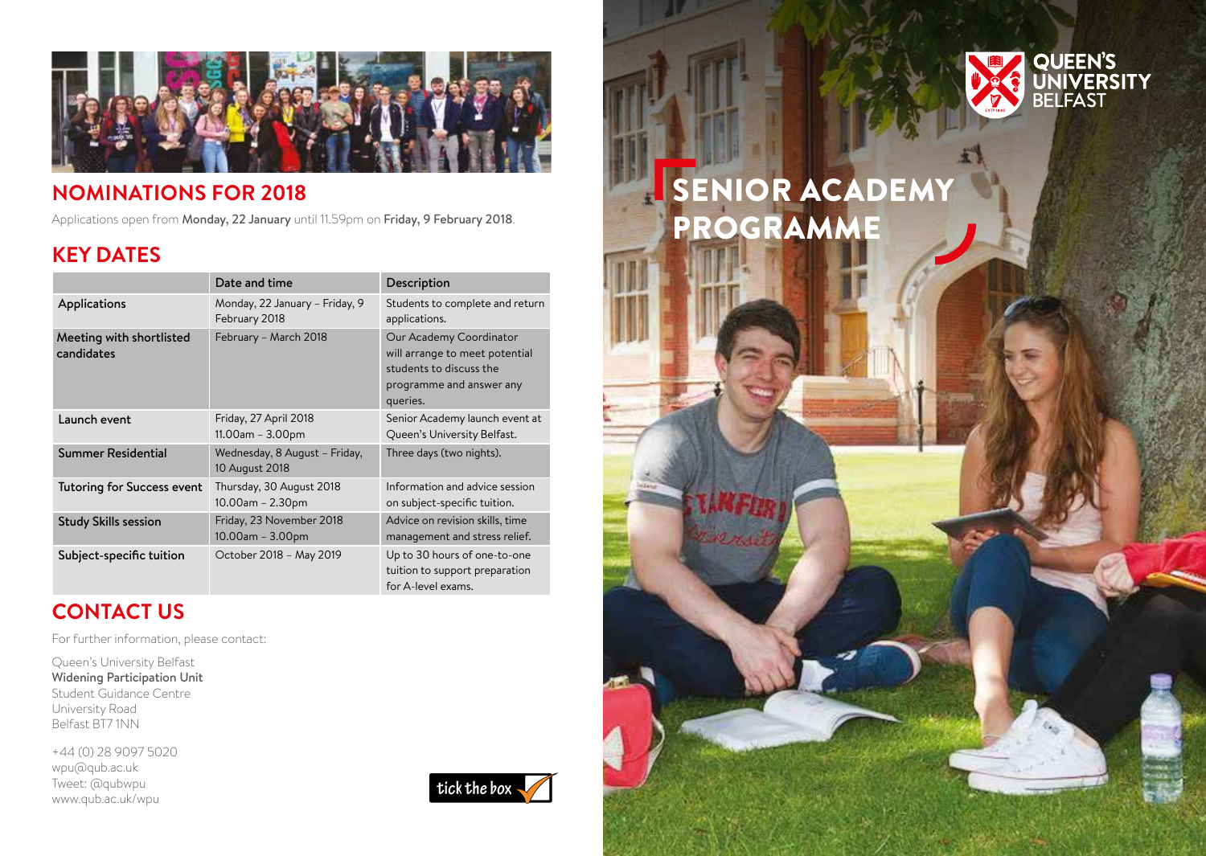## NOMINATIONS FOR 2018

Applications open from **Monday, 22 January** until 11.59pm on **Friday, 9 February 2018**.

## KEY DATES

| | Date and time | Description |
|---|---|---|
| Applications | Monday, 22 January – Friday, 9 February 2018 | Students to complete and return applications. |
| Meeting with shortlisted candidates | February – March 2018 | Our Academy Coordinator will arrange to meet potential students to discuss the programme and answer any queries. |
| Launch event | Friday, 27 April 2018 11.00am – 3.00pm | Senior Academy launch event at Queen's University Belfast. |
| Summer Residential | Wednesday, 8 August – Friday, 10 August 2018 | Three days (two nights). |
| Tutoring for Success event | Thursday, 30 August 2018 10.00am – 2.30pm | Information and advice session on subject-specific tuition. |
| Study Skills session | Friday, 23 November 2018 10.00am – 3.00pm | Advice on revision skills, time management and stress relief. |
| Subject-specific tuition | October 2018 – May 2019 | Up to 30 hours of one-to-one tuition to support preparation for A-level exams. |

## CONTACT US

For further information, please contact:

Queen's University Belfast
**Widening Participation Unit**
Student Guidance Centre
University Road
Belfast BT7 1NN

+44 (0) 28 9097 5020
wpu@qub.ac.uk
Tweet: @qubwpu
www.qub.ac.uk/wpu

tick the box

QUEEN'S UNIVERSITY BELFAST

# SENIOR ACADEMY PROGRAMME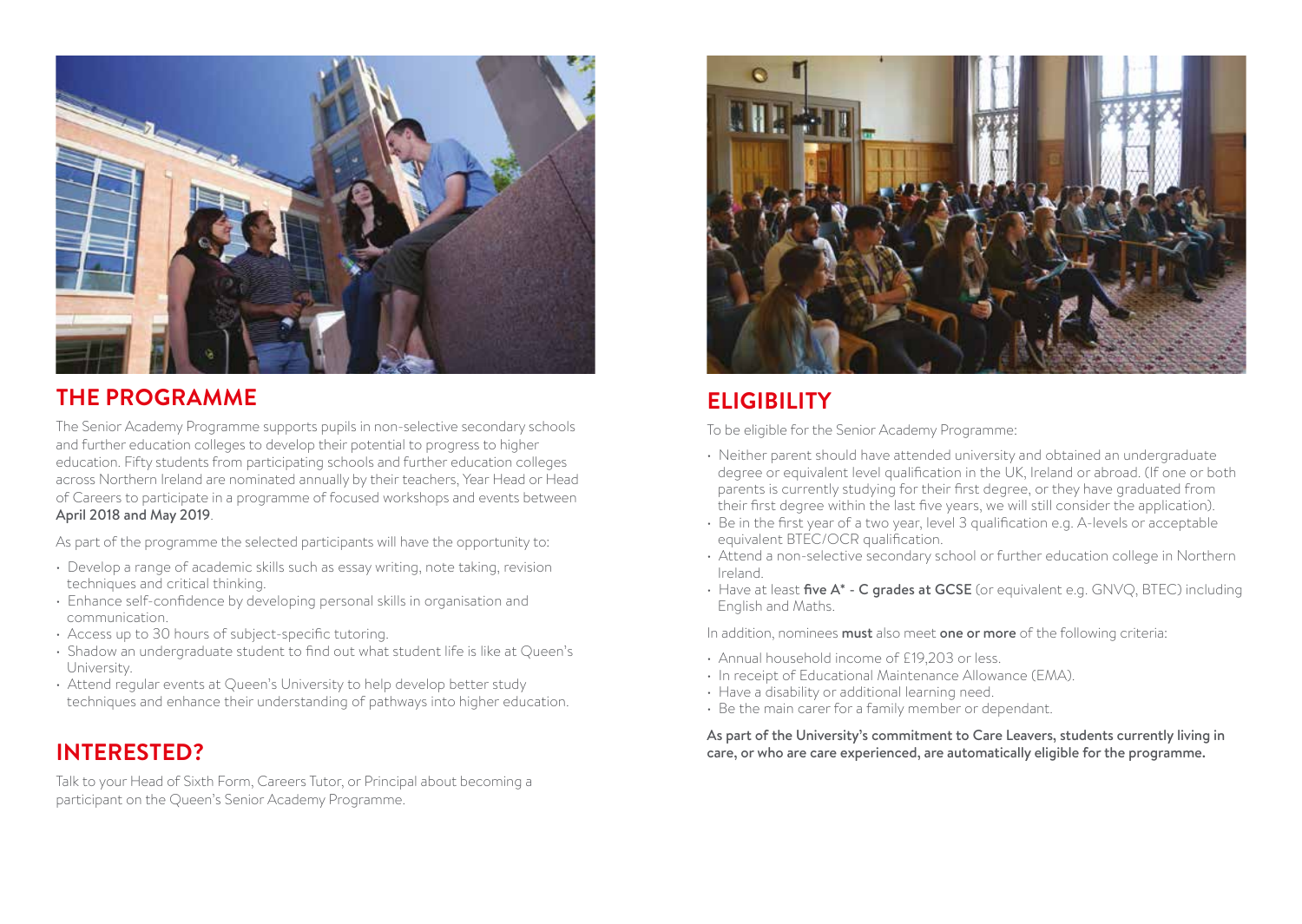## THE PROGRAMME

The Senior Academy Programme supports pupils in non-selective secondary schools and further education colleges to develop their potential to progress to higher education. Fifty students from participating schools and further education colleges across Northern Ireland are nominated annually by their teachers, Year Head or Head of Careers to participate in a programme of focused workshops and events between **April 2018 and May 2019**.

As part of the programme the selected participants will have the opportunity to:

- Develop a range of academic skills such as essay writing, note taking, revision techniques and critical thinking.
- Enhance self-confidence by developing personal skills in organisation and communication.
- Access up to 30 hours of subject-specific tutoring.
- Shadow an undergraduate student to find out what student life is like at Queen's University.
- Attend regular events at Queen's University to help develop better study techniques and enhance their understanding of pathways into higher education.

## INTERESTED?

Talk to your Head of Sixth Form, Careers Tutor, or Principal about becoming a participant on the Queen's Senior Academy Programme.

## ELIGIBILITY

To be eligible for the Senior Academy Programme:

- Neither parent should have attended university and obtained an undergraduate degree or equivalent level qualification in the UK, Ireland or abroad. (If one or both parents is currently studying for their first degree, or they have graduated from their first degree within the last five years, we will still consider the application).
- Be in the first year of a two year, level 3 qualification e.g. A-levels or acceptable equivalent BTEC/OCR qualification.
- Attend a non-selective secondary school or further education college in Northern Ireland.
- Have at least **five A* - C grades at GCSE** (or equivalent e.g. GNVQ, BTEC) including English and Maths.

In addition, nominees **must** also meet **one or more** of the following criteria:

- Annual household income of £19,203 or less.
- In receipt of Educational Maintenance Allowance (EMA).
- Have a disability or additional learning need.
- Be the main carer for a family member or dependant.

**As part of the University's commitment to Care Leavers, students currently living in care, or who are care experienced, are automatically eligible for the programme.**